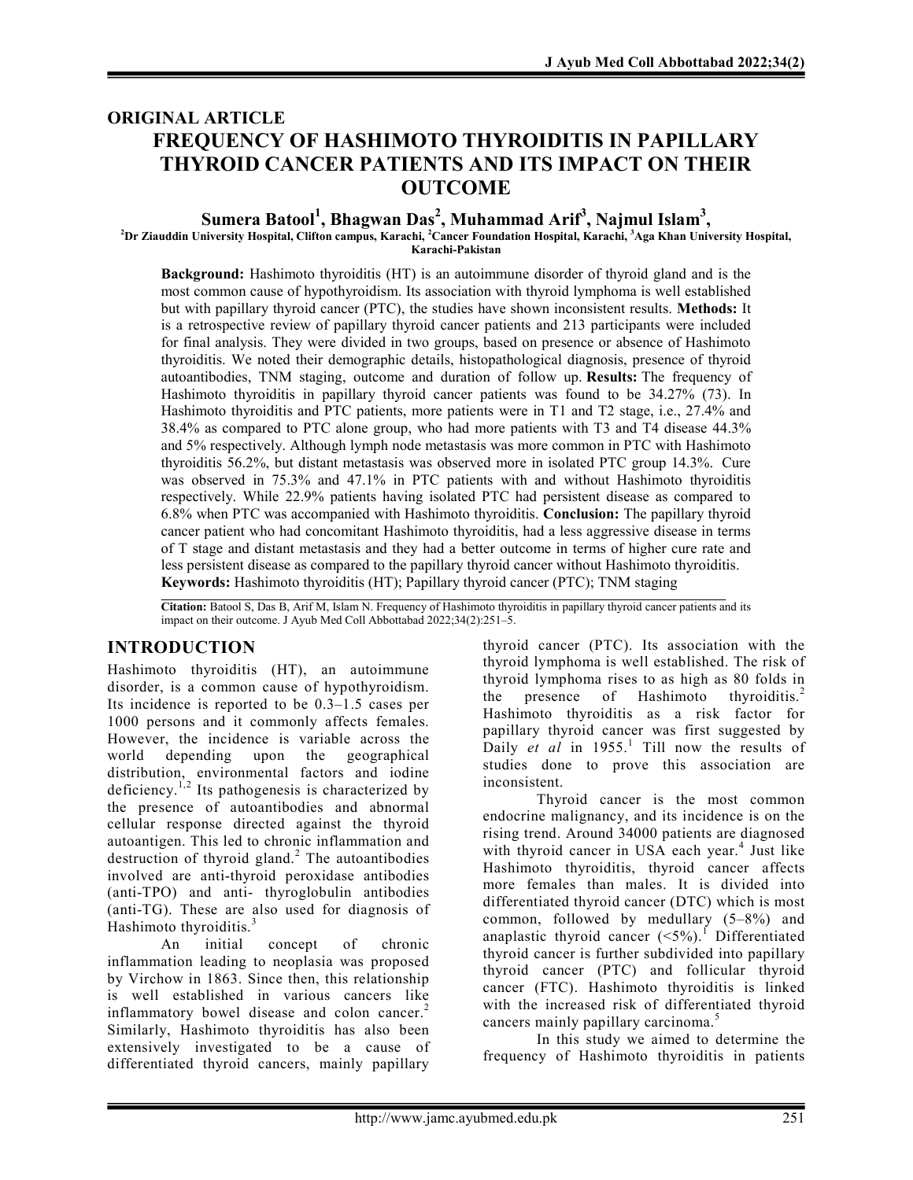## ORIGINAL ARTICLE

# FREQUENCY OF HASHIMOTO THYROIDITIS IN PAPILLARY THYROID CANCER PATIENTS AND ITS IMPACT ON THEIR OUTCOME

**Sumera Batool[1], Bhagwan Das[2], Muhammad Arif[3], Najmul Islam[3],**

[2]Dr Ziauddin University Hospital, Clifton campus, Karachi, [2]Cancer Foundation Hospital, Karachi, [3]Aga Khan University Hospital, Karachi-Pakistan

**Background:** Hashimoto thyroiditis (HT) is an autoimmune disorder of thyroid gland and is the most common cause of hypothyroidism. Its association with thyroid lymphoma is well established but with papillary thyroid cancer (PTC), the studies have shown inconsistent results. **Methods:** It is a retrospective review of papillary thyroid cancer patients and 213 participants were included for final analysis. They were divided in two groups, based on presence or absence of Hashimoto thyroiditis. We noted their demographic details, histopathological diagnosis, presence of thyroid autoantibodies, TNM staging, outcome and duration of follow up. **Results:** The frequency of Hashimoto thyroiditis in papillary thyroid cancer patients was found to be 34.27% (73). In Hashimoto thyroiditis and PTC patients, more patients were in T1 and T2 stage, i.e., 27.4% and 38.4% as compared to PTC alone group, who had more patients with T3 and T4 disease 44.3% and 5% respectively. Although lymph node metastasis was more common in PTC with Hashimoto thyroiditis 56.2%, but distant metastasis was observed more in isolated PTC group 14.3%. Cure was observed in 75.3% and 47.1% in PTC patients with and without Hashimoto thyroiditis respectively. While 22.9% patients having isolated PTC had persistent disease as compared to 6.8% when PTC was accompanied with Hashimoto thyroiditis. **Conclusion:** The papillary thyroid cancer patient who had concomitant Hashimoto thyroiditis, had a less aggressive disease in terms of T stage and distant metastasis and they had a better outcome in terms of higher cure rate and less persistent disease as compared to the papillary thyroid cancer without Hashimoto thyroiditis.

**Keywords:** Hashimoto thyroiditis (HT); Papillary thyroid cancer (PTC); TNM staging

**Citation:** Batool S, Das B, Arif M, Islam N. Frequency of Hashimoto thyroiditis in papillary thyroid cancer patients and its impact on their outcome. J Ayub Med Coll Abbottabad 2022;34(2):251–5.

## INTRODUCTION

Hashimoto thyroiditis (HT), an autoimmune disorder, is a common cause of hypothyroidism. Its incidence is reported to be 0.3–1.5 cases per 1000 persons and it commonly affects females. However, the incidence is variable across the world depending upon the geographical distribution, environmental factors and iodine deficiency.[1,2] Its pathogenesis is characterized by the presence of autoantibodies and abnormal cellular response directed against the thyroid autoantigen. This led to chronic inflammation and destruction of thyroid gland.[2] The autoantibodies involved are anti-thyroid peroxidase antibodies (anti-TPO) and anti- thyroglobulin antibodies (anti-TG). These are also used for diagnosis of Hashimoto thyroiditis.[3]

An initial concept of chronic inflammation leading to neoplasia was proposed by Virchow in 1863. Since then, this relationship is well established in various cancers like inflammatory bowel disease and colon cancer.[2] Similarly, Hashimoto thyroiditis has also been extensively investigated to be a cause of differentiated thyroid cancers, mainly papillary thyroid cancer (PTC). Its association with the thyroid lymphoma is well established. The risk of thyroid lymphoma rises to as high as 80 folds in the presence of Hashimoto thyroiditis.[2] Hashimoto thyroiditis as a risk factor for papillary thyroid cancer was first suggested by Daily *et al* in 1955.[1] Till now the results of studies done to prove this association are inconsistent.

Thyroid cancer is the most common endocrine malignancy, and its incidence is on the rising trend. Around 34000 patients are diagnosed with thyroid cancer in USA each year.[4] Just like Hashimoto thyroiditis, thyroid cancer affects more females than males. It is divided into differentiated thyroid cancer (DTC) which is most common, followed by medullary (5–8%) and anaplastic thyroid cancer (<5%).[1] Differentiated thyroid cancer is further subdivided into papillary thyroid cancer (PTC) and follicular thyroid cancer (FTC). Hashimoto thyroiditis is linked with the increased risk of differentiated thyroid cancers mainly papillary carcinoma.[5]

In this study we aimed to determine the frequency of Hashimoto thyroiditis in patients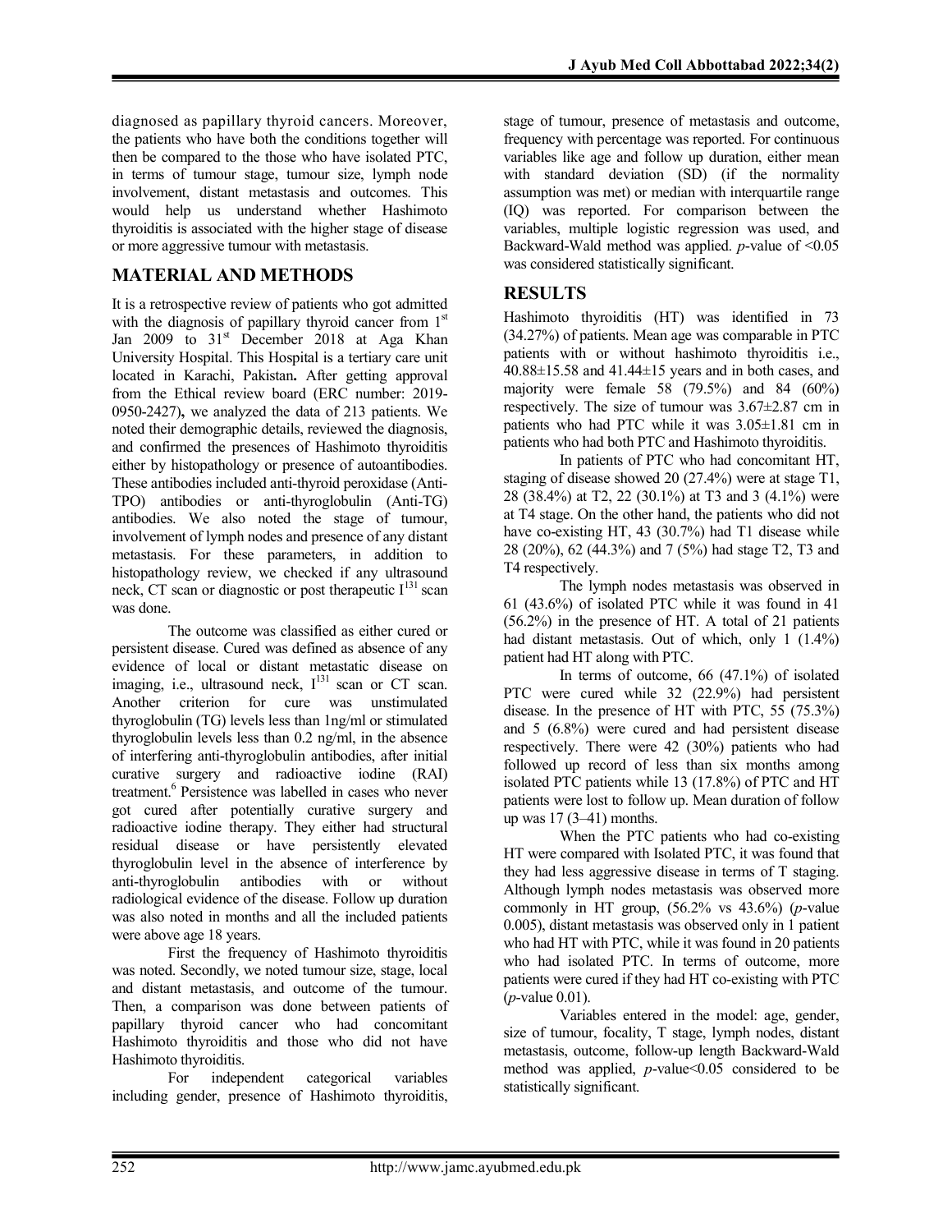diagnosed as papillary thyroid cancers. Moreover, the patients who have both the conditions together will then be compared to the those who have isolated PTC, in terms of tumour stage, tumour size, lymph node involvement, distant metastasis and outcomes. This would help us understand whether Hashimoto thyroiditis is associated with the higher stage of disease or more aggressive tumour with metastasis.

## MATERIAL AND METHODS

It is a retrospective review of patients who got admitted with the diagnosis of papillary thyroid cancer from 1st Jan 2009 to 31st December 2018 at Aga Khan University Hospital. This Hospital is a tertiary care unit located in Karachi, Pakistan**.** After getting approval from the Ethical review board (ERC number: 2019-0950-2427)**,** we analyzed the data of 213 patients. We noted their demographic details, reviewed the diagnosis, and confirmed the presences of Hashimoto thyroiditis either by histopathology or presence of autoantibodies. These antibodies included anti-thyroid peroxidase (Anti-TPO) antibodies or anti-thyroglobulin (Anti-TG) antibodies. We also noted the stage of tumour, involvement of lymph nodes and presence of any distant metastasis. For these parameters, in addition to histopathology review, we checked if any ultrasound neck, CT scan or diagnostic or post therapeutic $I^{131}$ scan was done.

The outcome was classified as either cured or persistent disease. Cured was defined as absence of any evidence of local or distant metastatic disease on imaging, i.e., ultrasound neck, $I^{131}$ scan or CT scan. Another criterion for cure was unstimulated thyroglobulin (TG) levels less than 1ng/ml or stimulated thyroglobulin levels less than 0.2 ng/ml, in the absence of interfering anti-thyroglobulin antibodies, after initial curative surgery and radioactive iodine (RAI) treatment.[6] Persistence was labelled in cases who never got cured after potentially curative surgery and radioactive iodine therapy. They either had structural residual disease or have persistently elevated thyroglobulin level in the absence of interference by anti-thyroglobulin antibodies with or without radiological evidence of the disease. Follow up duration was also noted in months and all the included patients were above age 18 years.

First the frequency of Hashimoto thyroiditis was noted. Secondly, we noted tumour size, stage, local and distant metastasis, and outcome of the tumour. Then, a comparison was done between patients of papillary thyroid cancer who had concomitant Hashimoto thyroiditis and those who did not have Hashimoto thyroiditis.

For independent categorical variables including gender, presence of Hashimoto thyroiditis, stage of tumour, presence of metastasis and outcome, frequency with percentage was reported. For continuous variables like age and follow up duration, either mean with standard deviation (SD) (if the normality assumption was met) or median with interquartile range (IQ) was reported. For comparison between the variables, multiple logistic regression was used, and Backward-Wald method was applied. *p*-value of $<0.05$ was considered statistically significant.

## RESULTS

Hashimoto thyroiditis (HT) was identified in 73 (34.27%) of patients. Mean age was comparable in PTC patients with or without hashimoto thyroiditis i.e., 40.88±15.58 and 41.44±15 years and in both cases, and majority were female 58 (79.5%) and 84 (60%) respectively. The size of tumour was 3.67±2.87 cm in patients who had PTC while it was 3.05±1.81 cm in patients who had both PTC and Hashimoto thyroiditis.

In patients of PTC who had concomitant HT, staging of disease showed 20 (27.4%) were at stage T1, 28 (38.4%) at T2, 22 (30.1%) at T3 and 3 (4.1%) were at T4 stage. On the other hand, the patients who did not have co-existing HT, 43 (30.7%) had T1 disease while 28 (20%), 62 (44.3%) and 7 (5%) had stage T2, T3 and T4 respectively.

The lymph nodes metastasis was observed in 61 (43.6%) of isolated PTC while it was found in 41 (56.2%) in the presence of HT. A total of 21 patients had distant metastasis. Out of which, only 1 (1.4%) patient had HT along with PTC.

In terms of outcome, 66 (47.1%) of isolated PTC were cured while 32 (22.9%) had persistent disease. In the presence of HT with PTC, 55 (75.3%) and 5 (6.8%) were cured and had persistent disease respectively. There were 42 (30%) patients who had followed up record of less than six months among isolated PTC patients while 13 (17.8%) of PTC and HT patients were lost to follow up. Mean duration of follow up was 17 (3–41) months.

When the PTC patients who had co-existing HT were compared with Isolated PTC, it was found that they had less aggressive disease in terms of T staging. Although lymph nodes metastasis was observed more commonly in HT group, (56.2% vs 43.6%) (*p*-value 0.005), distant metastasis was observed only in 1 patient who had HT with PTC, while it was found in 20 patients who had isolated PTC. In terms of outcome, more patients were cured if they had HT co-existing with PTC (*p*-value 0.01).

Variables entered in the model: age, gender, size of tumour, focality, T stage, lymph nodes, distant metastasis, outcome, follow-up length Backward-Wald method was applied, *p*-value$<0.05$ considered to be statistically significant.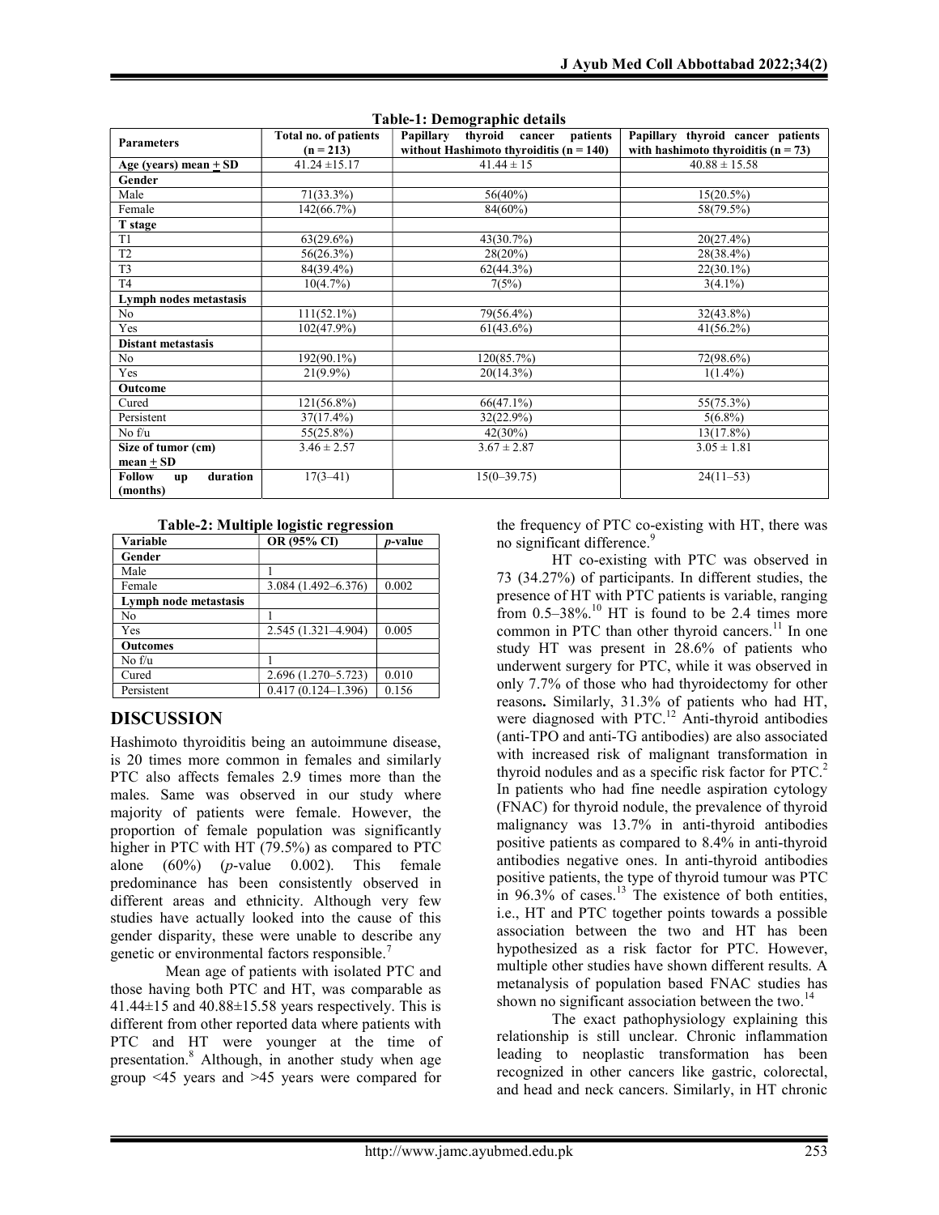**Table-1: Demographic details**

| Parameters | Total no. of patients (n = 213) | Papillary thyroid cancer patients without Hashimoto thyroiditis (n = 140) | Papillary thyroid cancer patients with hashimoto thyroiditis (n = 73) |
|---|---|---|---|
| **Age (years) mean + SD** | 41.24 ±15.17 | 41.44 ± 15 | 40.88 ± 15.58 |
| **Gender** | | | |
| Male | 71(33.3%) | 56(40%) | 15(20.5%) |
| Female | 142(66.7%) | 84(60%) | 58(79.5%) |
| **T stage** | | | |
| T1 | 63(29.6%) | 43(30.7%) | 20(27.4%) |
| T2 | 56(26.3%) | 28(20%) | 28(38.4%) |
| T3 | 84(39.4%) | 62(44.3%) | 22(30.1%) |
| T4 | 10(4.7%) | 7(5%) | 3(4.1%) |
| **Lymph nodes metastasis** | | | |
| No | 111(52.1%) | 79(56.4%) | 32(43.8%) |
| Yes | 102(47.9%) | 61(43.6%) | 41(56.2%) |
| **Distant metastasis** | | | |
| No | 192(90.1%) | 120(85.7%) | 72(98.6%) |
| Yes | 21(9.9%) | 20(14.3%) | 1(1.4%) |
| **Outcome** | | | |
| Cured | 121(56.8%) | 66(47.1%) | 55(75.3%) |
| Persistent | 37(17.4%) | 32(22.9%) | 5(6.8%) |
| No f/u | 55(25.8%) | 42(30%) | 13(17.8%) |
| **Size of tumor (cm) mean + SD** | 3.46 ± 2.57 | 3.67 ± 2.87 | 3.05 ± 1.81 |
| **Follow up duration (months)** | 17(3–41) | 15(0–39.75) | 24(11–53) |

**Table-2: Multiple logistic regression**

| Variable | OR (95% CI) | *p*-value |
|---|---|---|
| **Gender** | | |
| Male | 1 | |
| Female | 3.084 (1.492–6.376) | 0.002 |
| **Lymph node metastasis** | | |
| No | 1 | |
| Yes | 2.545 (1.321–4.904) | 0.005 |
| **Outcomes** | | |
| No f/u | 1 | |
| Cured | 2.696 (1.270–5.723) | 0.010 |
| Persistent | 0.417 (0.124–1.396) | 0.156 |

## DISCUSSION

Hashimoto thyroiditis being an autoimmune disease, is 20 times more common in females and similarly PTC also affects females 2.9 times more than the males. Same was observed in our study where majority of patients were female. However, the proportion of female population was significantly higher in PTC with HT (79.5%) as compared to PTC alone (60%) (*p*-value 0.002). This female predominance has been consistently observed in different areas and ethnicity. Although very few studies have actually looked into the cause of this gender disparity, these were unable to describe any genetic or environmental factors responsible.[7]

Mean age of patients with isolated PTC and those having both PTC and HT, was comparable as 41.44±15 and 40.88±15.58 years respectively. This is different from other reported data where patients with PTC and HT were younger at the time of presentation.[8] Although, in another study when age group <45 years and >45 years were compared for the frequency of PTC co-existing with HT, there was no significant difference.[9]

HT co-existing with PTC was observed in 73 (34.27%) of participants. In different studies, the presence of HT with PTC patients is variable, ranging from 0.5–38%.[10] HT is found to be 2.4 times more common in PTC than other thyroid cancers.[11] In one study HT was present in 28.6% of patients who underwent surgery for PTC, while it was observed in only 7.7% of those who had thyroidectomy for other reasons**.** Similarly, 31.3% of patients who had HT, were diagnosed with PTC.[12] Anti-thyroid antibodies (anti-TPO and anti-TG antibodies) are also associated with increased risk of malignant transformation in thyroid nodules and as a specific risk factor for PTC.[2] In patients who had fine needle aspiration cytology (FNAC) for thyroid nodule, the prevalence of thyroid malignancy was 13.7% in anti-thyroid antibodies positive patients as compared to 8.4% in anti-thyroid antibodies negative ones. In anti-thyroid antibodies positive patients, the type of thyroid tumour was PTC in 96.3% of cases.[13] The existence of both entities, i.e., HT and PTC together points towards a possible association between the two and HT has been hypothesized as a risk factor for PTC. However, multiple other studies have shown different results. A metanalysis of population based FNAC studies has shown no significant association between the two.[14]

The exact pathophysiology explaining this relationship is still unclear. Chronic inflammation leading to neoplastic transformation has been recognized in other cancers like gastric, colorectal, and head and neck cancers. Similarly, in HT chronic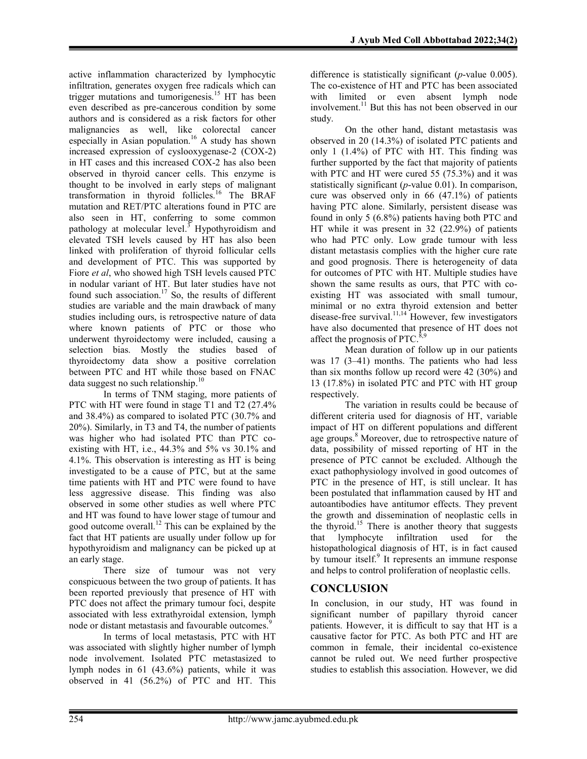active inflammation characterized by lymphocytic infiltration, generates oxygen free radicals which can trigger mutations and tumorigenesis.[15] HT has been even described as pre-cancerous condition by some authors and is considered as a risk factors for other malignancies as well, like colorectal cancer especially in Asian population.[16] A study has shown increased expression of cyslooxygenase-2 (COX-2) in HT cases and this increased COX-2 has also been observed in thyroid cancer cells. This enzyme is thought to be involved in early steps of malignant transformation in thyroid follicles.[16] The BRAF mutation and RET/PTC alterations found in PTC are also seen in HT, conferring to some common pathology at molecular level.[3] Hypothyroidism and elevated TSH levels caused by HT has also been linked with proliferation of thyroid follicular cells and development of PTC. This was supported by Fiore *et al*, who showed high TSH levels caused PTC in nodular variant of HT. But later studies have not found such association.[17] So, the results of different studies are variable and the main drawback of many studies including ours, is retrospective nature of data where known patients of PTC or those who underwent thyroidectomy were included, causing a selection bias. Mostly the studies based of thyroidectomy data show a positive correlation between PTC and HT while those based on FNAC data suggest no such relationship.[10]

In terms of TNM staging, more patients of PTC with HT were found in stage T1 and T2 (27.4% and 38.4%) as compared to isolated PTC (30.7% and 20%). Similarly, in T3 and T4, the number of patients was higher who had isolated PTC than PTC co-existing with HT, i.e., 44.3% and 5% vs 30.1% and 4.1%. This observation is interesting as HT is being investigated to be a cause of PTC, but at the same time patients with HT and PTC were found to have less aggressive disease. This finding was also observed in some other studies as well where PTC and HT was found to have lower stage of tumour and good outcome overall.[12] This can be explained by the fact that HT patients are usually under follow up for hypothyroidism and malignancy can be picked up at an early stage.

There size of tumour was not very conspicuous between the two group of patients. It has been reported previously that presence of HT with PTC does not affect the primary tumour foci, despite associated with less extrathyroidal extension, lymph node or distant metastasis and favourable outcomes.[9]

In terms of local metastasis, PTC with HT was associated with slightly higher number of lymph node involvement. Isolated PTC metastasized to lymph nodes in 61 (43.6%) patients, while it was observed in 41 (56.2%) of PTC and HT. This difference is statistically significant (*p*-value 0.005). The co-existence of HT and PTC has been associated with limited or even absent lymph node involvement.[11] But this has not been observed in our study.

On the other hand, distant metastasis was observed in 20 (14.3%) of isolated PTC patients and only 1 (1.4%) of PTC with HT. This finding was further supported by the fact that majority of patients with PTC and HT were cured 55 (75.3%) and it was statistically significant (*p*-value 0.01). In comparison, cure was observed only in 66 (47.1%) of patients having PTC alone. Similarly, persistent disease was found in only 5 (6.8%) patients having both PTC and HT while it was present in 32 (22.9%) of patients who had PTC only. Low grade tumour with less distant metastasis complies with the higher cure rate and good prognosis. There is heterogeneity of data for outcomes of PTC with HT. Multiple studies have shown the same results as ours, that PTC with co-existing HT was associated with small tumour, minimal or no extra thyroid extension and better disease-free survival.[11,14] However, few investigators have also documented that presence of HT does not affect the prognosis of PTC.[8,9]

Mean duration of follow up in our patients was 17 (3–41) months. The patients who had less than six months follow up record were 42 (30%) and 13 (17.8%) in isolated PTC and PTC with HT group respectively.

The variation in results could be because of different criteria used for diagnosis of HT, variable impact of HT on different populations and different age groups.[8] Moreover, due to retrospective nature of data, possibility of missed reporting of HT in the presence of PTC cannot be excluded. Although the exact pathophysiology involved in good outcomes of PTC in the presence of HT, is still unclear. It has been postulated that inflammation caused by HT and autoantibodies have antitumor effects. They prevent the growth and dissemination of neoplastic cells in the thyroid.[15] There is another theory that suggests that lymphocyte infiltration used for the histopathological diagnosis of HT, is in fact caused by tumour itself.[9] It represents an immune response and helps to control proliferation of neoplastic cells.

## CONCLUSION

In conclusion, in our study, HT was found in significant number of papillary thyroid cancer patients. However, it is difficult to say that HT is a causative factor for PTC. As both PTC and HT are common in female, their incidental co-existence cannot be ruled out. We need further prospective studies to establish this association. However, we did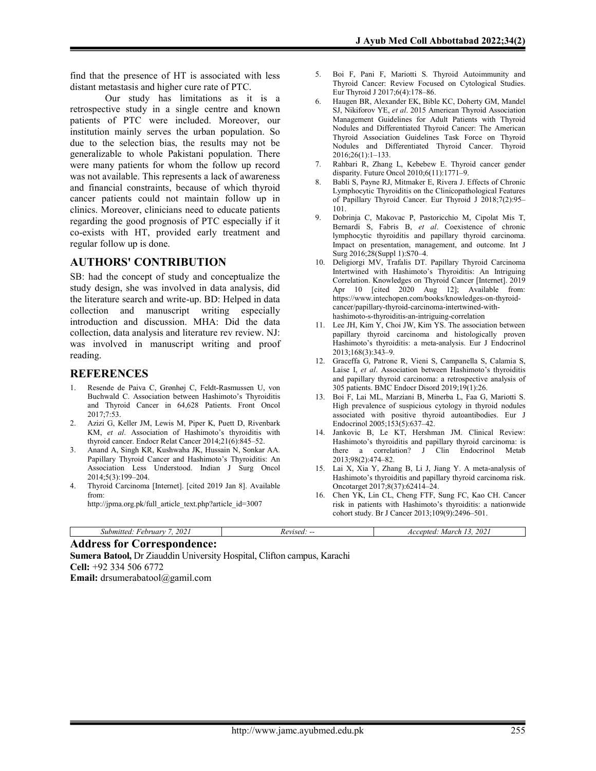find that the presence of HT is associated with less distant metastasis and higher cure rate of PTC.

Our study has limitations as it is a retrospective study in a single centre and known patients of PTC were included. Moreover, our institution mainly serves the urban population. So due to the selection bias, the results may not be generalizable to whole Pakistani population. There were many patients for whom the follow up record was not available. This represents a lack of awareness and financial constraints, because of which thyroid cancer patients could not maintain follow up in clinics. Moreover, clinicians need to educate patients regarding the good prognosis of PTC especially if it co-exists with HT, provided early treatment and regular follow up is done.

## AUTHORS' CONTRIBUTION

SB: had the concept of study and conceptualize the study design, she was involved in data analysis, did the literature search and write-up. BD: Helped in data collection and manuscript writing especially introduction and discussion. MHA: Did the data collection, data analysis and literature rev review. NJ: was involved in manuscript writing and proof reading.

## REFERENCES

1. Resende de Paiva C, Grønhøj C, Feldt-Rasmussen U, von Buchwald C. Association between Hashimoto's Thyroiditis and Thyroid Cancer in 64,628 Patients. Front Oncol 2017;7:53.
2. Azizi G, Keller JM, Lewis M, Piper K, Puett D, Rivenbark KM, *et al*. Association of Hashimoto's thyroiditis with thyroid cancer. Endocr Relat Cancer 2014;21(6):845–52.
3. Anand A, Singh KR, Kushwaha JK, Hussain N, Sonkar AA. Papillary Thyroid Cancer and Hashimoto's Thyroiditis: An Association Less Understood. Indian J Surg Oncol 2014;5(3):199–204.
4. Thyroid Carcinoma [Internet]. [cited 2019 Jan 8]. Available from: http://jpma.org.pk/full_article_text.php?article_id=3007
5. Boi F, Pani F, Mariotti S. Thyroid Autoimmunity and Thyroid Cancer: Review Focused on Cytological Studies. Eur Thyroid J 2017;6(4):178–86.
6. Haugen BR, Alexander EK, Bible KC, Doherty GM, Mandel SJ, Nikiforov YE, *et al*. 2015 American Thyroid Association Management Guidelines for Adult Patients with Thyroid Nodules and Differentiated Thyroid Cancer: The American Thyroid Association Guidelines Task Force on Thyroid Nodules and Differentiated Thyroid Cancer. Thyroid 2016;26(1):1–133.
7. Rahbari R, Zhang L, Kebebew E. Thyroid cancer gender disparity. Future Oncol 2010;6(11):1771–9.
8. Babli S, Payne RJ, Mitmaker E, Rivera J. Effects of Chronic Lymphocytic Thyroiditis on the Clinicopathological Features of Papillary Thyroid Cancer. Eur Thyroid J 2018;7(2):95–101.
9. Dobrinja C, Makovac P, Pastoricchio M, Cipolat Mis T, Bernardi S, Fabris B, *et al*. Coexistence of chronic lymphocytic thyroiditis and papillary thyroid carcinoma. Impact on presentation, management, and outcome. Int J Surg 2016;28(Suppl 1):S70–4.
10. Deligiorgi MV, Trafalis DT. Papillary Thyroid Carcinoma Intertwined with Hashimoto's Thyroiditis: An Intriguing Correlation. Knowledges on Thyroid Cancer [Internet]. 2019 Apr 10 [cited 2020 Aug 12]; Available from: https://www.intechopen.com/books/knowledges-on-thyroid-cancer/papillary-thyroid-carcinoma-intertwined-with-hashimoto-s-thyroiditis-an-intriguing-correlation
11. Lee JH, Kim Y, Choi JW, Kim YS. The association between papillary thyroid carcinoma and histologically proven Hashimoto's thyroiditis: a meta-analysis. Eur J Endocrinol 2013;168(3):343–9.
12. Graceffa G, Patrone R, Vieni S, Campanella S, Calamia S, Laise I, *et al*. Association between Hashimoto's thyroiditis and papillary thyroid carcinoma: a retrospective analysis of 305 patients. BMC Endocr Disord 2019;19(1):26.
13. Boi F, Lai ML, Marziani B, Minerba L, Faa G, Mariotti S. High prevalence of suspicious cytology in thyroid nodules associated with positive thyroid autoantibodies. Eur J Endocrinol 2005;153(5):637–42.
14. Jankovic B, Le KT, Hershman JM. Clinical Review: Hashimoto's thyroiditis and papillary thyroid carcinoma: is there a correlation? J Clin Endocrinol Metab 2013;98(2):474–82.
15. Lai X, Xia Y, Zhang B, Li J, Jiang Y. A meta-analysis of Hashimoto's thyroiditis and papillary thyroid carcinoma risk. Oncotarget 2017;8(37):62414–24.
16. Chen YK, Lin CL, Cheng FTF, Sung FC, Kao CH. Cancer risk in patients with Hashimoto's thyroiditis: a nationwide cohort study. Br J Cancer 2013;109(9):2496–501.

| | | |
|---|---|---|
| *Submitted: February 7, 2021* | *Revised: --* | *Accepted: March 13, 2021* |

**Address for Correspondence:**

**Sumera Batool,** Dr Ziauddin University Hospital, Clifton campus, Karachi

**Cell:** +92 334 506 6772

**Email:** drsumerabatool@gamil.com